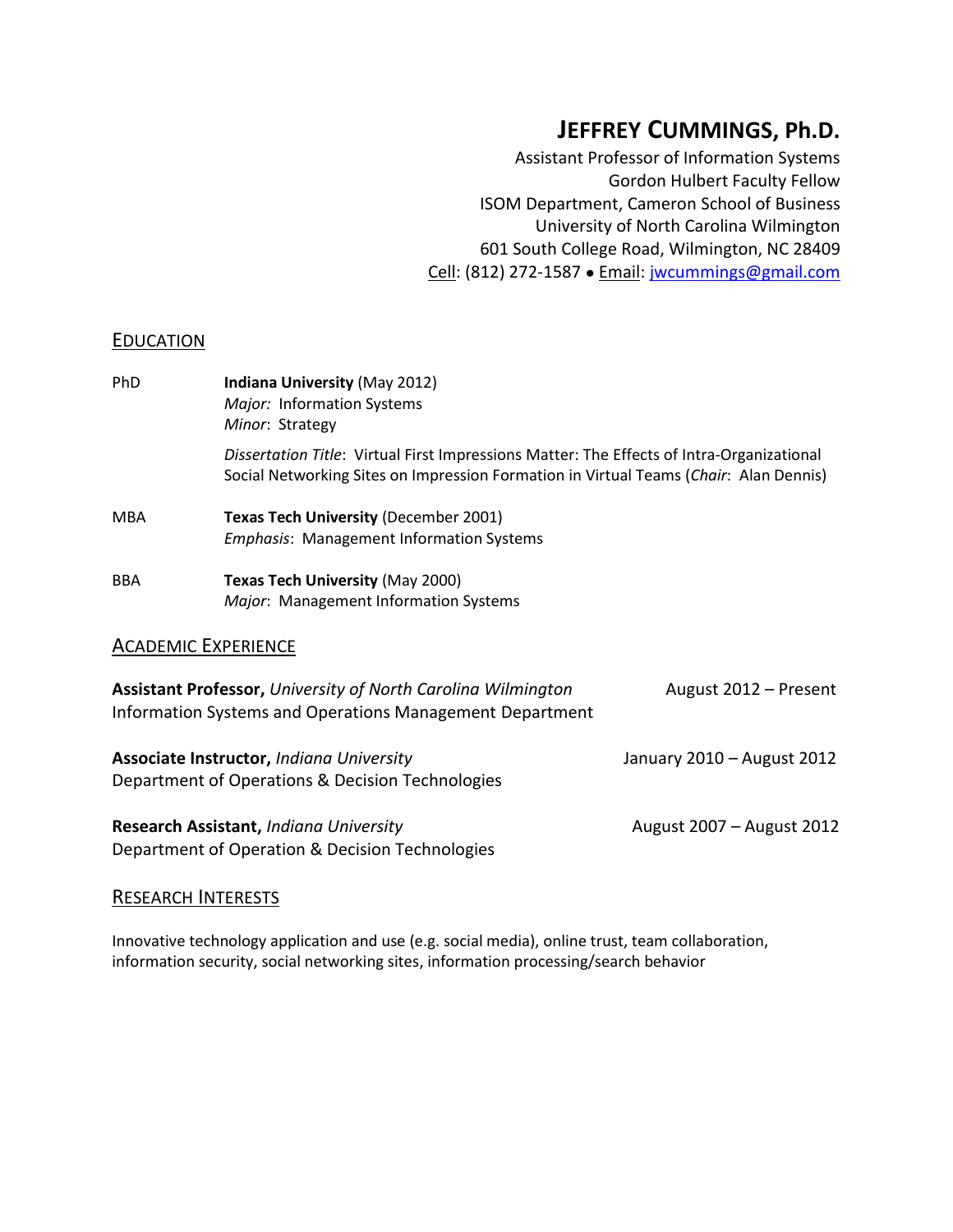# JEFFREY CUMMINGS, Ph.D.

Assistant Professor of Information Systems
Gordon Hulbert Faculty Fellow
ISOM Department, Cameron School of Business
University of North Carolina Wilmington
601 South College Road, Wilmington, NC 28409
Cell: (812) 272-1587 • Email: jwcummings@gmail.com

## EDUCATION

PhD — **Indiana University** (May 2012)
*Major:* Information Systems
*Minor*: Strategy

*Dissertation Title*: Virtual First Impressions Matter: The Effects of Intra-Organizational Social Networking Sites on Impression Formation in Virtual Teams (*Chair*: Alan Dennis)

MBA — **Texas Tech University** (December 2001)
*Emphasis*: Management Information Systems

BBA — **Texas Tech University** (May 2000)
*Major*: Management Information Systems

## ACADEMIC EXPERIENCE

**Assistant Professor,** *University of North Carolina Wilmington* — August 2012 – Present
Information Systems and Operations Management Department

**Associate Instructor,** *Indiana University* — January 2010 – August 2012
Department of Operations & Decision Technologies

**Research Assistant,** *Indiana University* — August 2007 – August 2012
Department of Operation & Decision Technologies

## RESEARCH INTERESTS

Innovative technology application and use (e.g. social media), online trust, team collaboration, information security, social networking sites, information processing/search behavior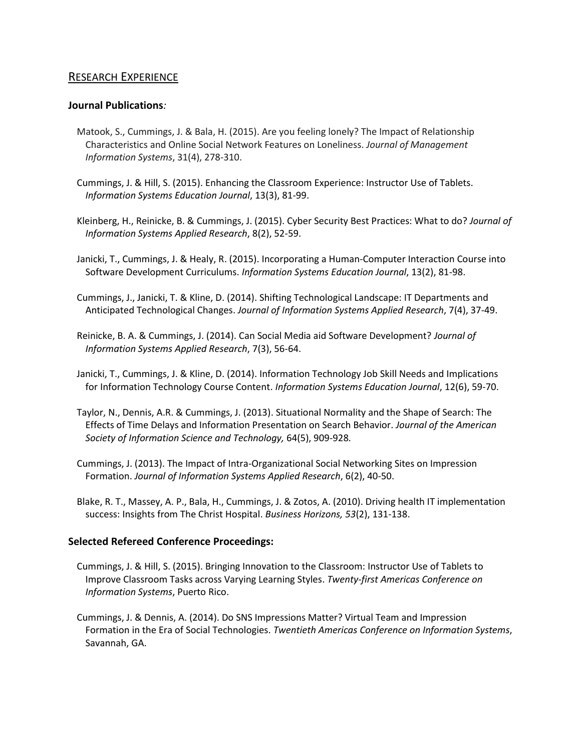## RESEARCH EXPERIENCE

### Journal Publications:

Matook, S., Cummings, J. & Bala, H. (2015). Are you feeling lonely? The Impact of Relationship Characteristics and Online Social Network Features on Loneliness. *Journal of Management Information Systems*, 31(4), 278-310.

Cummings, J. & Hill, S. (2015). Enhancing the Classroom Experience: Instructor Use of Tablets. *Information Systems Education Journal*, 13(3), 81-99.

Kleinberg, H., Reinicke, B. & Cummings, J. (2015). Cyber Security Best Practices: What to do? *Journal of Information Systems Applied Research*, 8(2), 52-59.

Janicki, T., Cummings, J. & Healy, R. (2015). Incorporating a Human-Computer Interaction Course into Software Development Curriculums. *Information Systems Education Journal*, 13(2), 81-98.

Cummings, J., Janicki, T. & Kline, D. (2014). Shifting Technological Landscape: IT Departments and Anticipated Technological Changes. *Journal of Information Systems Applied Research*, 7(4), 37-49.

Reinicke, B. A. & Cummings, J. (2014). Can Social Media aid Software Development? *Journal of Information Systems Applied Research*, 7(3), 56-64.

Janicki, T., Cummings, J. & Kline, D. (2014). Information Technology Job Skill Needs and Implications for Information Technology Course Content. *Information Systems Education Journal*, 12(6), 59-70.

Taylor, N., Dennis, A.R. & Cummings, J. (2013). Situational Normality and the Shape of Search: The Effects of Time Delays and Information Presentation on Search Behavior. *Journal of the American Society of Information Science and Technology,* 64(5), 909-928*.*

Cummings, J. (2013). The Impact of Intra-Organizational Social Networking Sites on Impression Formation. *Journal of Information Systems Applied Research*, 6(2), 40-50.

Blake, R. T., Massey, A. P., Bala, H., Cummings, J. & Zotos, A. (2010). Driving health IT implementation success: Insights from The Christ Hospital. *Business Horizons, 53*(2), 131-138.

### Selected Refereed Conference Proceedings:

Cummings, J. & Hill, S. (2015). Bringing Innovation to the Classroom: Instructor Use of Tablets to Improve Classroom Tasks across Varying Learning Styles. *Twenty-first Americas Conference on Information Systems*, Puerto Rico.

Cummings, J. & Dennis, A. (2014). Do SNS Impressions Matter? Virtual Team and Impression Formation in the Era of Social Technologies. *Twentieth Americas Conference on Information Systems*, Savannah, GA.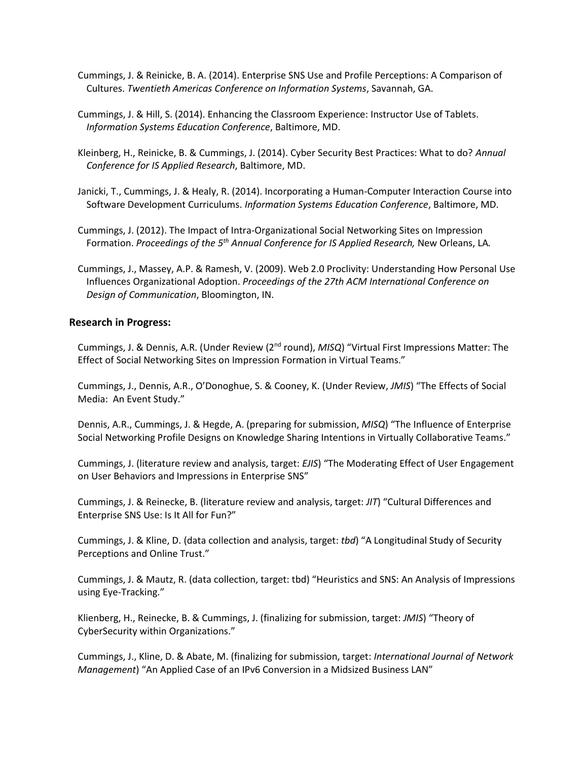Cummings, J. & Reinicke, B. A. (2014). Enterprise SNS Use and Profile Perceptions: A Comparison of Cultures. *Twentieth Americas Conference on Information Systems*, Savannah, GA.

Cummings, J. & Hill, S. (2014). Enhancing the Classroom Experience: Instructor Use of Tablets. *Information Systems Education Conference*, Baltimore, MD.

Kleinberg, H., Reinicke, B. & Cummings, J. (2014). Cyber Security Best Practices: What to do? *Annual Conference for IS Applied Research*, Baltimore, MD.

Janicki, T., Cummings, J. & Healy, R. (2014). Incorporating a Human-Computer Interaction Course into Software Development Curriculums. *Information Systems Education Conference*, Baltimore, MD.

Cummings, J. (2012). The Impact of Intra-Organizational Social Networking Sites on Impression Formation. *Proceedings of the 5th Annual Conference for IS Applied Research,* New Orleans, LA.

Cummings, J., Massey, A.P. & Ramesh, V. (2009). Web 2.0 Proclivity: Understanding How Personal Use Influences Organizational Adoption. *Proceedings of the 27th ACM International Conference on Design of Communication*, Bloomington, IN.

**Research in Progress:**

Cummings, J. & Dennis, A.R. (Under Review (2nd round), *MISQ*) "Virtual First Impressions Matter: The Effect of Social Networking Sites on Impression Formation in Virtual Teams."

Cummings, J., Dennis, A.R., O'Donoghue, S. & Cooney, K. (Under Review, *JMIS*) "The Effects of Social Media: An Event Study."

Dennis, A.R., Cummings, J. & Hegde, A. (preparing for submission, *MISQ*) "The Influence of Enterprise Social Networking Profile Designs on Knowledge Sharing Intentions in Virtually Collaborative Teams."

Cummings, J. (literature review and analysis, target: *EJIS*) "The Moderating Effect of User Engagement on User Behaviors and Impressions in Enterprise SNS"

Cummings, J. & Reinecke, B. (literature review and analysis, target: *JIT*) "Cultural Differences and Enterprise SNS Use: Is It All for Fun?"

Cummings, J. & Kline, D. (data collection and analysis, target: *tbd*) "A Longitudinal Study of Security Perceptions and Online Trust."

Cummings, J. & Mautz, R. (data collection, target: tbd) "Heuristics and SNS: An Analysis of Impressions using Eye-Tracking."

Klienberg, H., Reinecke, B. & Cummings, J. (finalizing for submission, target: *JMIS*) "Theory of CyberSecurity within Organizations."

Cummings, J., Kline, D. & Abate, M. (finalizing for submission, target: *International Journal of Network Management*) "An Applied Case of an IPv6 Conversion in a Midsized Business LAN"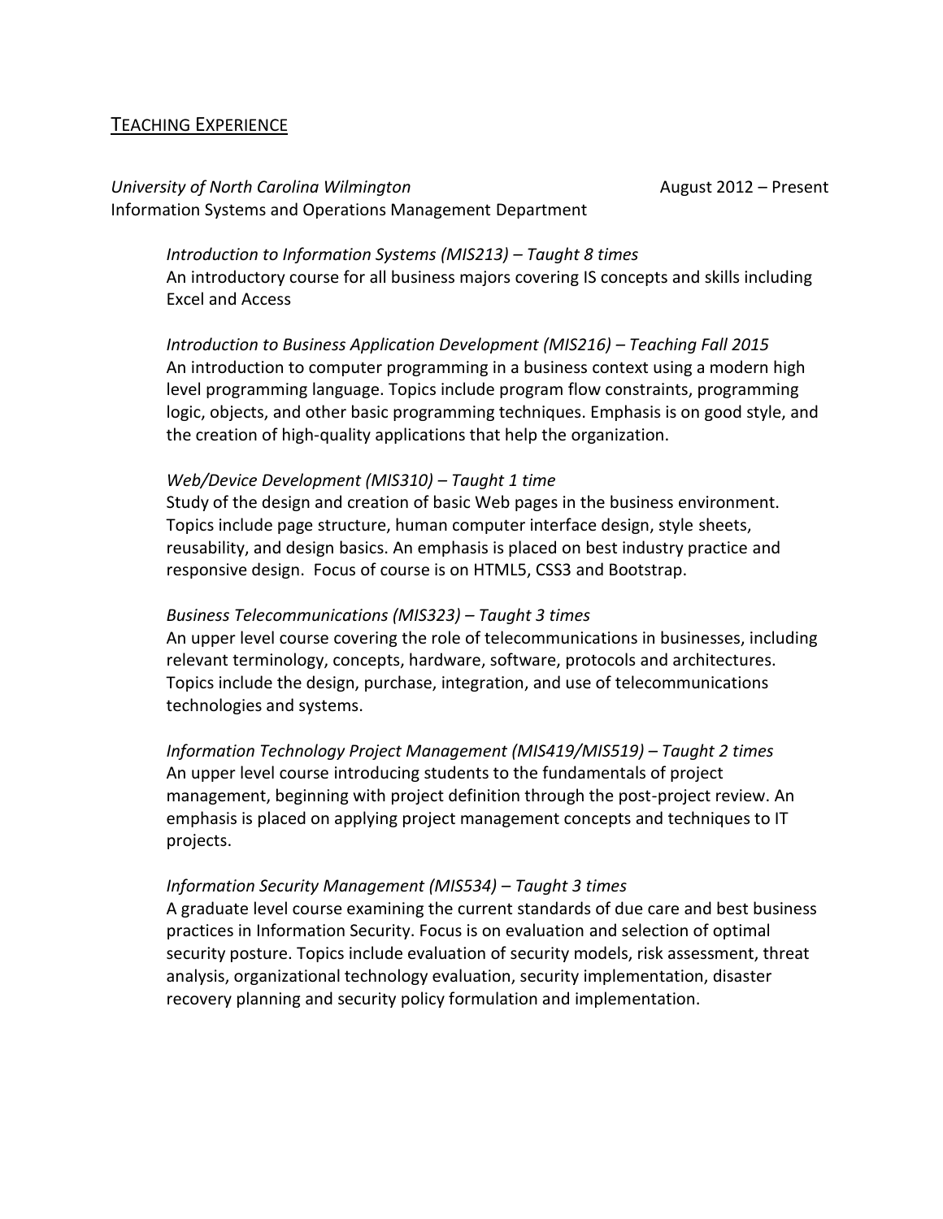## TEACHING EXPERIENCE

*University of North Carolina Wilmington* August 2012 – Present
Information Systems and Operations Management Department

*Introduction to Information Systems (MIS213) – Taught 8 times*
An introductory course for all business majors covering IS concepts and skills including Excel and Access

*Introduction to Business Application Development (MIS216) – Teaching Fall 2015*
An introduction to computer programming in a business context using a modern high level programming language. Topics include program flow constraints, programming logic, objects, and other basic programming techniques. Emphasis is on good style, and the creation of high-quality applications that help the organization.

*Web/Device Development (MIS310) – Taught 1 time*
Study of the design and creation of basic Web pages in the business environment. Topics include page structure, human computer interface design, style sheets, reusability, and design basics. An emphasis is placed on best industry practice and responsive design. Focus of course is on HTML5, CSS3 and Bootstrap.

*Business Telecommunications (MIS323) – Taught 3 times*
An upper level course covering the role of telecommunications in businesses, including relevant terminology, concepts, hardware, software, protocols and architectures. Topics include the design, purchase, integration, and use of telecommunications technologies and systems.

*Information Technology Project Management (MIS419/MIS519) – Taught 2 times*
An upper level course introducing students to the fundamentals of project management, beginning with project definition through the post-project review. An emphasis is placed on applying project management concepts and techniques to IT projects.

*Information Security Management (MIS534) – Taught 3 times*
A graduate level course examining the current standards of due care and best business practices in Information Security. Focus is on evaluation and selection of optimal security posture. Topics include evaluation of security models, risk assessment, threat analysis, organizational technology evaluation, security implementation, disaster recovery planning and security policy formulation and implementation.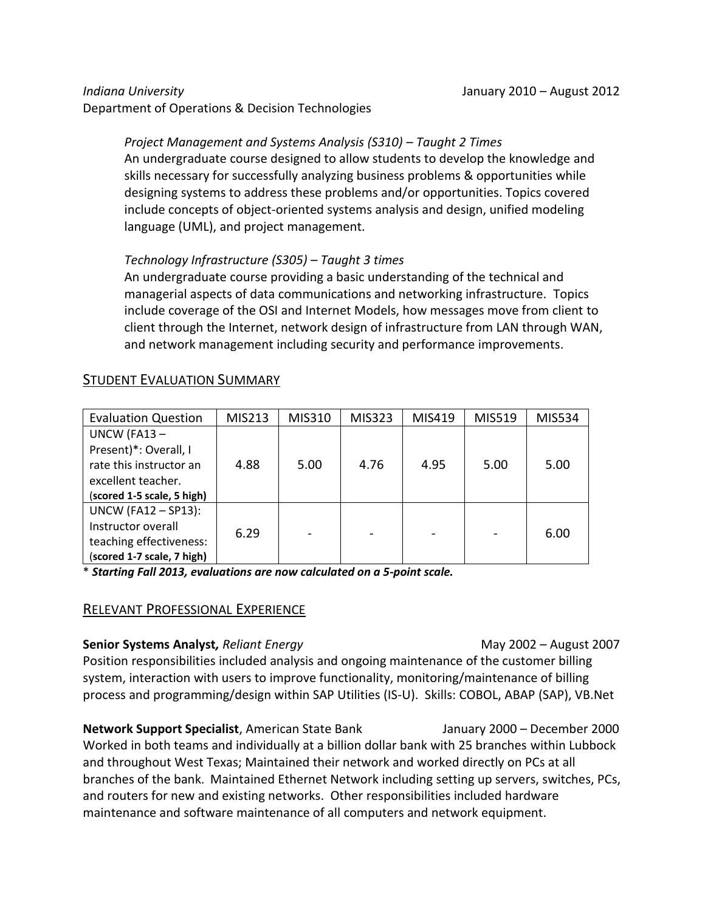*Indiana University* January 2010 – August 2012
Department of Operations & Decision Technologies

*Project Management and Systems Analysis (S310) – Taught 2 Times*
An undergraduate course designed to allow students to develop the knowledge and skills necessary for successfully analyzing business problems & opportunities while designing systems to address these problems and/or opportunities. Topics covered include concepts of object-oriented systems analysis and design, unified modeling language (UML), and project management.

*Technology Infrastructure (S305) – Taught 3 times*
An undergraduate course providing a basic understanding of the technical and managerial aspects of data communications and networking infrastructure. Topics include coverage of the OSI and Internet Models, how messages move from client to client through the Internet, network design of infrastructure from LAN through WAN, and network management including security and performance improvements.

## STUDENT EVALUATION SUMMARY

| Evaluation Question | MIS213 | MIS310 | MIS323 | MIS419 | MIS519 | MIS534 |
|---|---|---|---|---|---|---|
| UNCW (FA13 – Present)*: Overall, I rate this instructor an excellent teacher. (**scored 1-5 scale, 5 high**) | 4.88 | 5.00 | 4.76 | 4.95 | 5.00 | 5.00 |
| UNCW (FA12 – SP13): Instructor overall teaching effectiveness: (**scored 1-7 scale, 7 high**) | 6.29 | - | - | - | - | 6.00 |

\* ***Starting Fall 2013, evaluations are now calculated on a 5-point scale.***

## RELEVANT PROFESSIONAL EXPERIENCE

**Senior Systems Analyst,** *Reliant Energy* May 2002 – August 2007
Position responsibilities included analysis and ongoing maintenance of the customer billing system, interaction with users to improve functionality, monitoring/maintenance of billing process and programming/design within SAP Utilities (IS-U). Skills: COBOL, ABAP (SAP), VB.Net

**Network Support Specialist**, American State Bank January 2000 – December 2000
Worked in both teams and individually at a billion dollar bank with 25 branches within Lubbock and throughout West Texas; Maintained their network and worked directly on PCs at all branches of the bank. Maintained Ethernet Network including setting up servers, switches, PCs, and routers for new and existing networks. Other responsibilities included hardware maintenance and software maintenance of all computers and network equipment.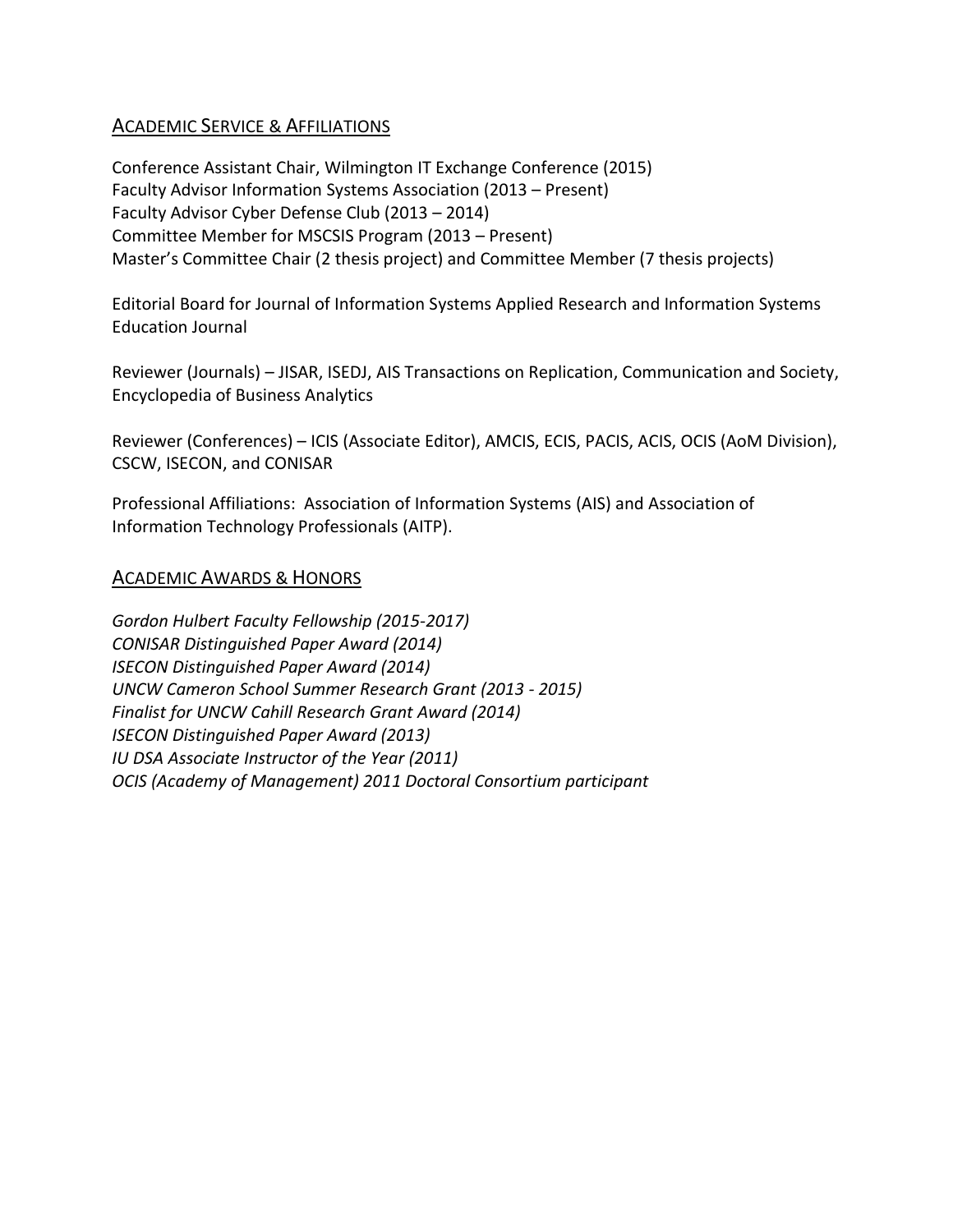## Academic Service & Affiliations

Conference Assistant Chair, Wilmington IT Exchange Conference (2015)
Faculty Advisor Information Systems Association (2013 – Present)
Faculty Advisor Cyber Defense Club (2013 – 2014)
Committee Member for MSCSIS Program (2013 – Present)
Master's Committee Chair (2 thesis project) and Committee Member (7 thesis projects)

Editorial Board for Journal of Information Systems Applied Research and Information Systems Education Journal

Reviewer (Journals) – JISAR, ISEDJ, AIS Transactions on Replication, Communication and Society, Encyclopedia of Business Analytics

Reviewer (Conferences) – ICIS (Associate Editor), AMCIS, ECIS, PACIS, ACIS, OCIS (AoM Division), CSCW, ISECON, and CONISAR

Professional Affiliations: Association of Information Systems (AIS) and Association of Information Technology Professionals (AITP).

## Academic Awards & Honors

*Gordon Hulbert Faculty Fellowship (2015-2017)*
*CONISAR Distinguished Paper Award (2014)*
*ISECON Distinguished Paper Award (2014)*
*UNCW Cameron School Summer Research Grant (2013 - 2015)*
*Finalist for UNCW Cahill Research Grant Award (2014)*
*ISECON Distinguished Paper Award (2013)*
*IU DSA Associate Instructor of the Year (2011)*
*OCIS (Academy of Management) 2011 Doctoral Consortium participant*